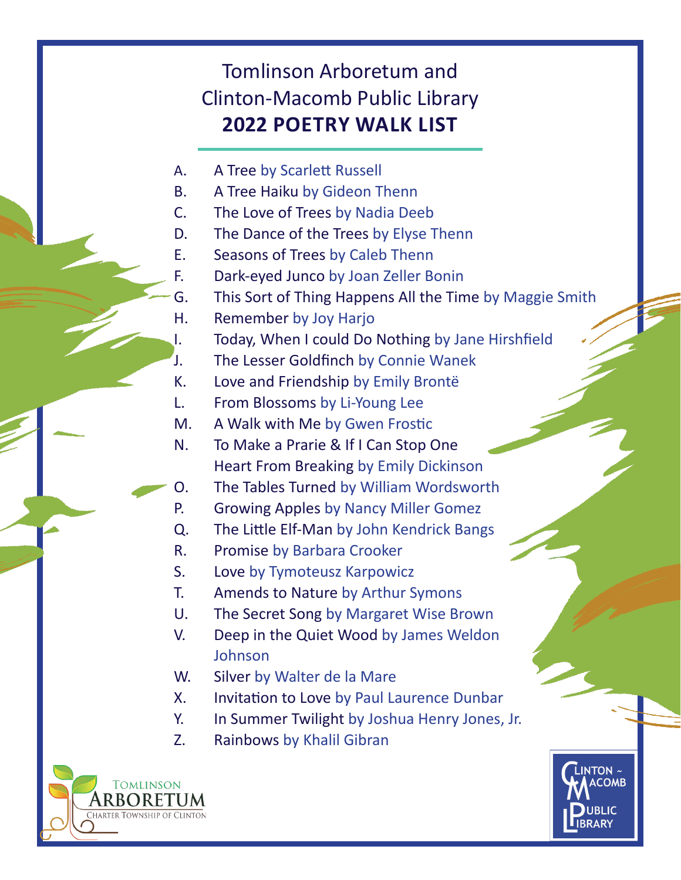# Tomlinson Arboretum and Clinton-Macomb Public Library

## 2022 POETRY WALK LIST

A. A Tree by Scarlett Russell
B. A Tree Haiku by Gideon Thenn
C. The Love of Trees by Nadia Deeb
D. The Dance of the Trees by Elyse Thenn
E. Seasons of Trees by Caleb Thenn
F. Dark-eyed Junco by Joan Zeller Bonin
G. This Sort of Thing Happens All the Time by Maggie Smith
H. Remember by Joy Harjo
I. Today, When I could Do Nothing by Jane Hirshfield
J. The Lesser Goldfinch by Connie Wanek
K. Love and Friendship by Emily Brontë
L. From Blossoms by Li-Young Lee
M. A Walk with Me by Gwen Frostic
N. To Make a Prarie & If I Can Stop One Heart From Breaking by Emily Dickinson
O. The Tables Turned by William Wordsworth
P. Growing Apples by Nancy Miller Gomez
Q. The Little Elf-Man by John Kendrick Bangs
R. Promise by Barbara Crooker
S. Love by Tymoteusz Karpowicz
T. Amends to Nature by Arthur Symons
U. The Secret Song by Margaret Wise Brown
V. Deep in the Quiet Wood by James Weldon Johnson
W. Silver by Walter de la Mare
X. Invitation to Love by Paul Laurence Dunbar
Y. In Summer Twilight by Joshua Henry Jones, Jr.
Z. Rainbows by Khalil Gibran

Tomlinson Arboretum
Charter Township of Clinton

Clinton ~ Macomb Public Library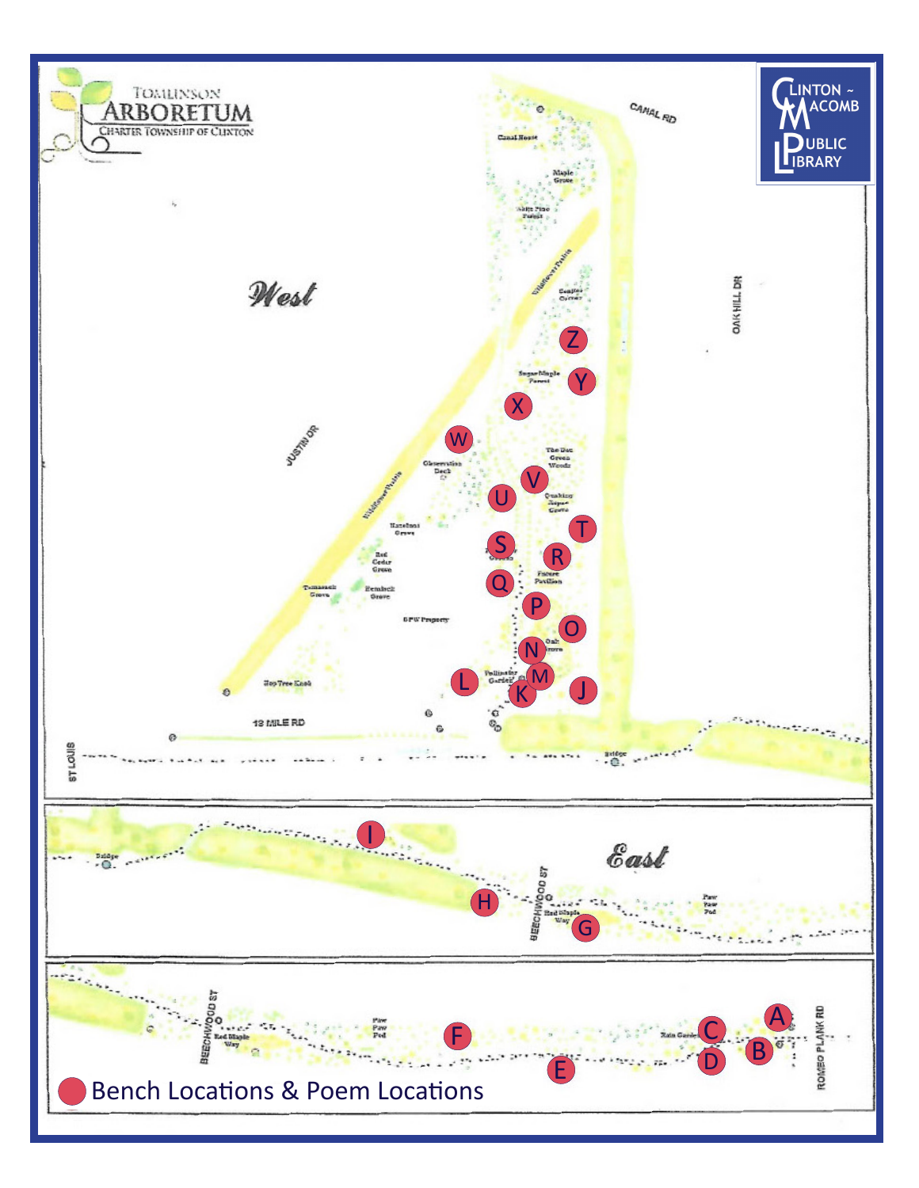Tomlinson Arboretum

Charter Township of Clinton

Clinton ~ Macomb Public Library

West

East

Canal Rd

Oak Hill Dr

Justin Dr

18 Mile Rd

St Louis

Beechwood St

Romeo Plank Rd

Canal House

Maple Grove

White Pine Forest

Wildflower Prairie

Conifer Corner

Sugar Maple Forest

Observation Deck

The Dan Green Woods

Quaking Aspen Grove

Hazelnut Grove

Red Cedar Grove

Tamarack Grove

Hemlock Grove

Picnic Pavilion

DPW Property

Oak Grove

Pollinator Garden

Hop Tree Knob

Bridge

Red Maple Way

Paw Paw Pod

Rain Garden

A B C D E F G H I J K L M N O P Q R S T U V W X Y Z

Bench Locations & Poem Locations